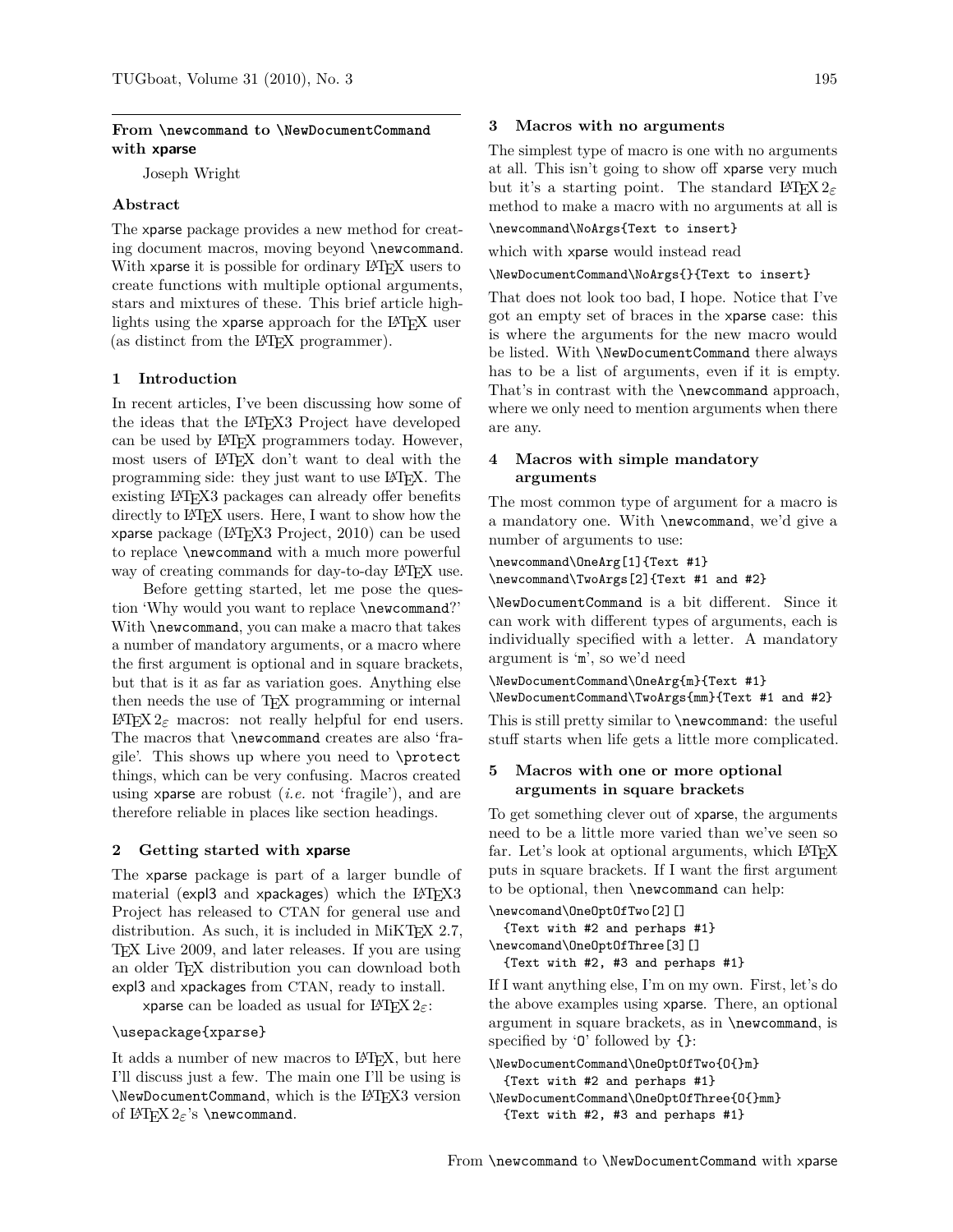# From `\newcommand` to `\NewDocumentCommand` with xparse

Joseph Wright

## Abstract

The xparse package provides a new method for creating document macros, moving beyond `\newcommand`. With xparse it is possible for ordinary LaTeX users to create functions with multiple optional arguments, stars and mixtures of these. This brief article highlights using the xparse approach for the LaTeX user (as distinct from the LaTeX programmer).

## 1 Introduction

In recent articles, I've been discussing how some of the ideas that the LaTeX3 Project have developed can be used by LaTeX programmers today. However, most users of LaTeX don't want to deal with the programming side: they just want to use LaTeX. The existing LaTeX3 packages can already offer benefits directly to LaTeX users. Here, I want to show how the xparse package (LaTeX3 Project, 2010) can be used to replace `\newcommand` with a much more powerful way of creating commands for day-to-day LaTeX use.

Before getting started, let me pose the question 'Why would you want to replace `\newcommand`?' With `\newcommand`, you can make a macro that takes a number of mandatory arguments, or a macro where the first argument is optional and in square brackets, but that is it as far as variation goes. Anything else then needs the use of TeX programming or internal LaTeX $2_\varepsilon$ macros: not really helpful for end users. The macros that `\newcommand` creates are also 'fragile'. This shows up where you need to `\protect` things, which can be very confusing. Macros created using xparse are robust (*i.e.* not 'fragile'), and are therefore reliable in places like section headings.

## 2 Getting started with xparse

The xparse package is part of a larger bundle of material (expl3 and xpackages) which the LaTeX3 Project has released to CTAN for general use and distribution. As such, it is included in MiKTeX 2.7, TeX Live 2009, and later releases. If you are using an older TeX distribution you can download both expl3 and xpackages from CTAN, ready to install.

xparse can be loaded as usual for LaTeX $2_\varepsilon$:

```
\usepackage{xparse}
```

It adds a number of new macros to LaTeX, but here I'll discuss just a few. The main one I'll be using is `\NewDocumentCommand`, which is the LaTeX3 version of LaTeX $2_\varepsilon$'s `\newcommand`.

## 3 Macros with no arguments

The simplest type of macro is one with no arguments at all. This isn't going to show off xparse very much but it's a starting point. The standard LaTeX $2_\varepsilon$ method to make a macro with no arguments at all is

```
\newcommand\NoArgs{Text to insert}
```

which with xparse would instead read

```
\NewDocumentCommand\NoArgs{}{Text to insert}
```

That does not look too bad, I hope. Notice that I've got an empty set of braces in the xparse case: this is where the arguments for the new macro would be listed. With `\NewDocumentCommand` there always has to be a list of arguments, even if it is empty. That's in contrast with the `\newcommand` approach, where we only need to mention arguments when there are any.

## 4 Macros with simple mandatory arguments

The most common type of argument for a macro is a mandatory one. With `\newcommand`, we'd give a number of arguments to use:

```
\newcommand\OneArg[1]{Text #1}
\newcommand\TwoArgs[2]{Text #1 and #2}
```

`\NewDocumentCommand` is a bit different. Since it can work with different types of arguments, each is individually specified with a letter. A mandatory argument is 'm', so we'd need

```
\NewDocumentCommand\OneArg{m}{Text #1}
\NewDocumentCommand\TwoArgs{mm}{Text #1 and #2}
```

This is still pretty similar to `\newcommand`: the useful stuff starts when life gets a little more complicated.

## 5 Macros with one or more optional arguments in square brackets

To get something clever out of xparse, the arguments need to be a little more varied than we've seen so far. Let's look at optional arguments, which LaTeX puts in square brackets. If I want the first argument to be optional, then `\newcommand` can help:

```
\newcomand\OneOptOfTwo[2][]
  {Text with #2 and perhaps #1}
\newcommand\OneOptOfThree[3][]
  {Text with #2, #3 and perhaps #1}
```

If I want anything else, I'm on my own. First, let's do the above examples using xparse. There, an optional argument in square brackets, as in `\newcommand`, is specified by 'O' followed by `{}`:

```
\NewDocumentCommand\OneOptOfTwo{O{}m}
  {Text with #2 and perhaps #1}
\NewDocumentCommand\OneOptOfThree{O{}mm}
  {Text with #2, #3 and perhaps #1}
```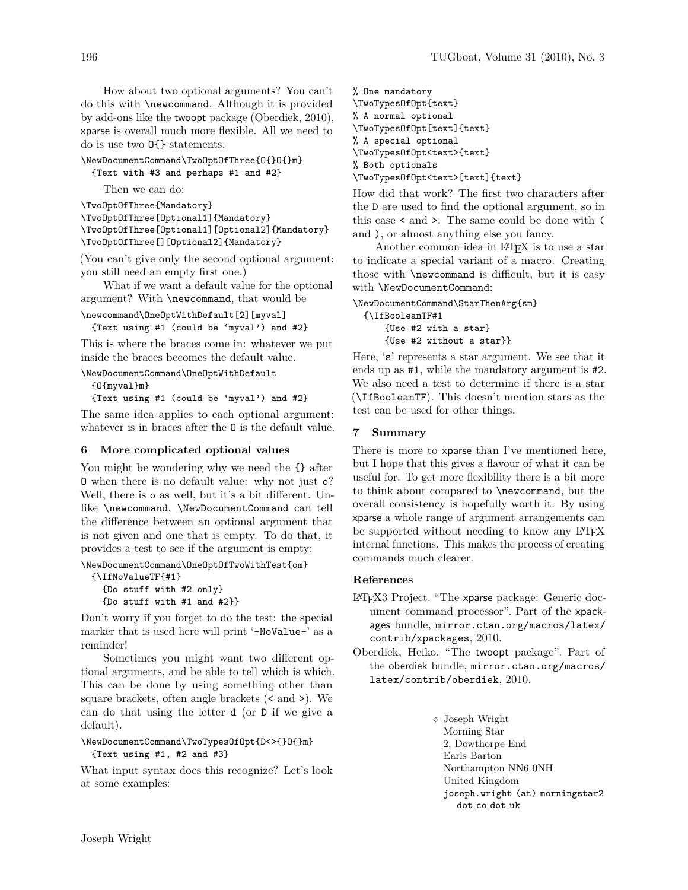How about two optional arguments? You can't do this with \newcommand. Although it is provided by add-ons like the twoopt package (Oberdiek, 2010), xparse is overall much more flexible. All we need to do is use two O{} statements.

```
\NewDocumentCommand\TwoOptOfThree{O{}O{}m}
  {Text with #3 and perhaps #1 and #2}
```

Then we can do:

```
\TwoOptOfThree{Mandatory}
\TwoOptOfThree[Optional1]{Mandatory}
\TwoOptOfThree[Optional1][Optional2]{Mandatory}
\TwoOptOfThree[][Optional2]{Mandatory}
```

(You can't give only the second optional argument: you still need an empty first one.)

What if we want a default value for the optional argument? With \newcommand, that would be

```
\newcommand\OneOptWithDefault[2][myval]
  {Text using #1 (could be 'myval') and #2}
```

This is where the braces come in: whatever we put inside the braces becomes the default value.

```
\NewDocumentCommand\OneOptWithDefault
  {O{myval}m}
  {Text using #1 (could be 'myval') and #2}
```

The same idea applies to each optional argument: whatever is in braces after the O is the default value.

## 6 More complicated optional values

You might be wondering why we need the {} after O when there is no default value: why not just o? Well, there is o as well, but it's a bit different. Unlike \newcommand, \NewDocumentCommand can tell the difference between an optional argument that is not given and one that is empty. To do that, it provides a test to see if the argument is empty:

```
\NewDocumentCommand\OneOptOfTwoWithTest{om}
  {\IfNoValueTF{#1}
    {Do stuff with #2 only}
    {Do stuff with #1 and #2}}
```

Don't worry if you forget to do the test: the special marker that is used here will print '-NoValue-' as a reminder!

Sometimes you might want two different optional arguments, and be able to tell which is which. This can be done by using something other than square brackets, often angle brackets (< and >). We can do that using the letter d (or D if we give a default).

```
\NewDocumentCommand\TwoTypesOfOpt{D<>{}O{}m}
  {Text using #1, #2 and #3}
```

What input syntax does this recognize? Let's look at some examples:

```
% One mandatory
\TwoTypesOfOpt{text}
% A normal optional
\TwoTypesOfOpt[text]{text}
% A special optional
\TwoTypesOfOpt<text>{text}
% Both optionals
\TwoTypesOfOpt<text>[text]{text}
```

How did that work? The first two characters after the D are used to find the optional argument, so in this case < and >. The same could be done with ( and ), or almost anything else you fancy.

Another common idea in LaTeX is to use a star to indicate a special variant of a macro. Creating those with \newcommand is difficult, but it is easy with \NewDocumentCommand:

```
\NewDocumentCommand\StarThenArg{sm}
  {\IfBooleanTF#1
      {Use #2 with a star}
      {Use #2 without a star}}
```

Here, 's' represents a star argument. We see that it ends up as #1, while the mandatory argument is #2. We also need a test to determine if there is a star (\IfBooleanTF). This doesn't mention stars as the test can be used for other things.

## 7 Summary

There is more to xparse than I've mentioned here, but I hope that this gives a flavour of what it can be useful for. To get more flexibility there is a bit more to think about compared to \newcommand, but the overall consistency is hopefully worth it. By using xparse a whole range of argument arrangements can be supported without needing to know any LaTeX internal functions. This makes the process of creating commands much clearer.

### References

LaTeX3 Project. "The xparse package: Generic document command processor". Part of the xpackages bundle, mirror.ctan.org/macros/latex/contrib/xpackages, 2010.

Oberdiek, Heiko. "The twoopt package". Part of the oberdiek bundle, mirror.ctan.org/macros/latex/contrib/oberdiek, 2010.

◇ Joseph Wright
Morning Star
2, Dowthorpe End
Earls Barton
Northampton NN6 0NH
United Kingdom
joseph.wright (at) morningstar2 dot co dot uk